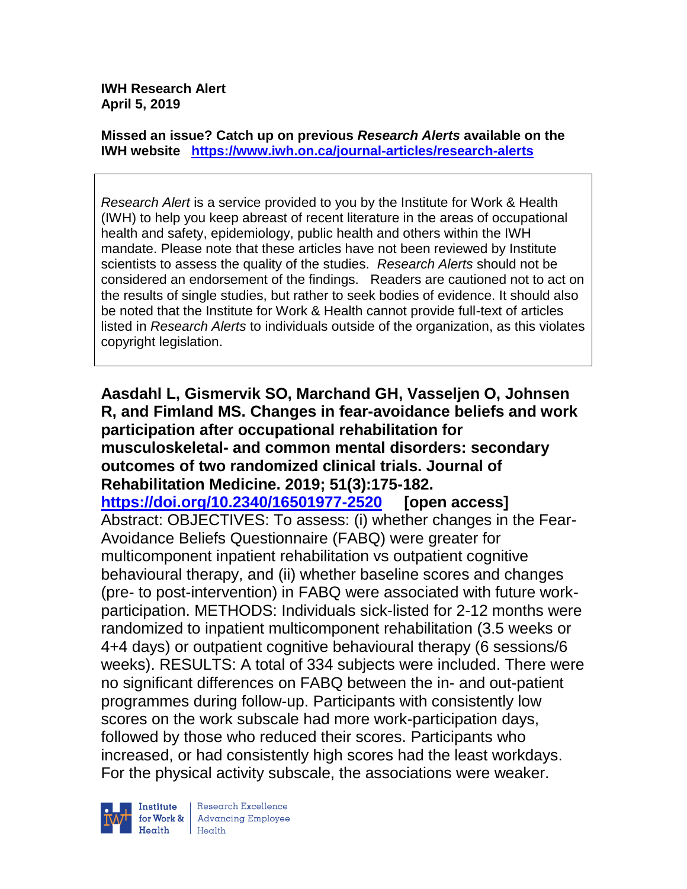**IWH Research Alert**
**April 5, 2019**

**Missed an issue? Catch up on previous *Research Alerts* available on the IWH website https://www.iwh.on.ca/journal-articles/research-alerts**

*Research Alert* is a service provided to you by the Institute for Work & Health (IWH) to help you keep abreast of recent literature in the areas of occupational health and safety, epidemiology, public health and others within the IWH mandate. Please note that these articles have not been reviewed by Institute scientists to assess the quality of the studies. *Research Alerts* should not be considered an endorsement of the findings. Readers are cautioned not to act on the results of single studies, but rather to seek bodies of evidence. It should also be noted that the Institute for Work & Health cannot provide full-text of articles listed in *Research Alerts* to individuals outside of the organization, as this violates copyright legislation.

**Aasdahl L, Gismervik SO, Marchand GH, Vasseljen O, Johnsen R, and Fimland MS. Changes in fear-avoidance beliefs and work participation after occupational rehabilitation for musculoskeletal- and common mental disorders: secondary outcomes of two randomized clinical trials. Journal of Rehabilitation Medicine. 2019; 51(3):175-182.**
**https://doi.org/10.2340/16501977-2520 [open access]**
Abstract: OBJECTIVES: To assess: (i) whether changes in the Fear-Avoidance Beliefs Questionnaire (FABQ) were greater for multicomponent inpatient rehabilitation vs outpatient cognitive behavioural therapy, and (ii) whether baseline scores and changes (pre- to post-intervention) in FABQ were associated with future work-participation. METHODS: Individuals sick-listed for 2-12 months were randomized to inpatient multicomponent rehabilitation (3.5 weeks or 4+4 days) or outpatient cognitive behavioural therapy (6 sessions/6 weeks). RESULTS: A total of 334 subjects were included. There were no significant differences on FABQ between the in- and out-patient programmes during follow-up. Participants with consistently low scores on the work subscale had more work-participation days, followed by those who reduced their scores. Participants who increased, or had consistently high scores had the least workdays. For the physical activity subscale, the associations were weaker.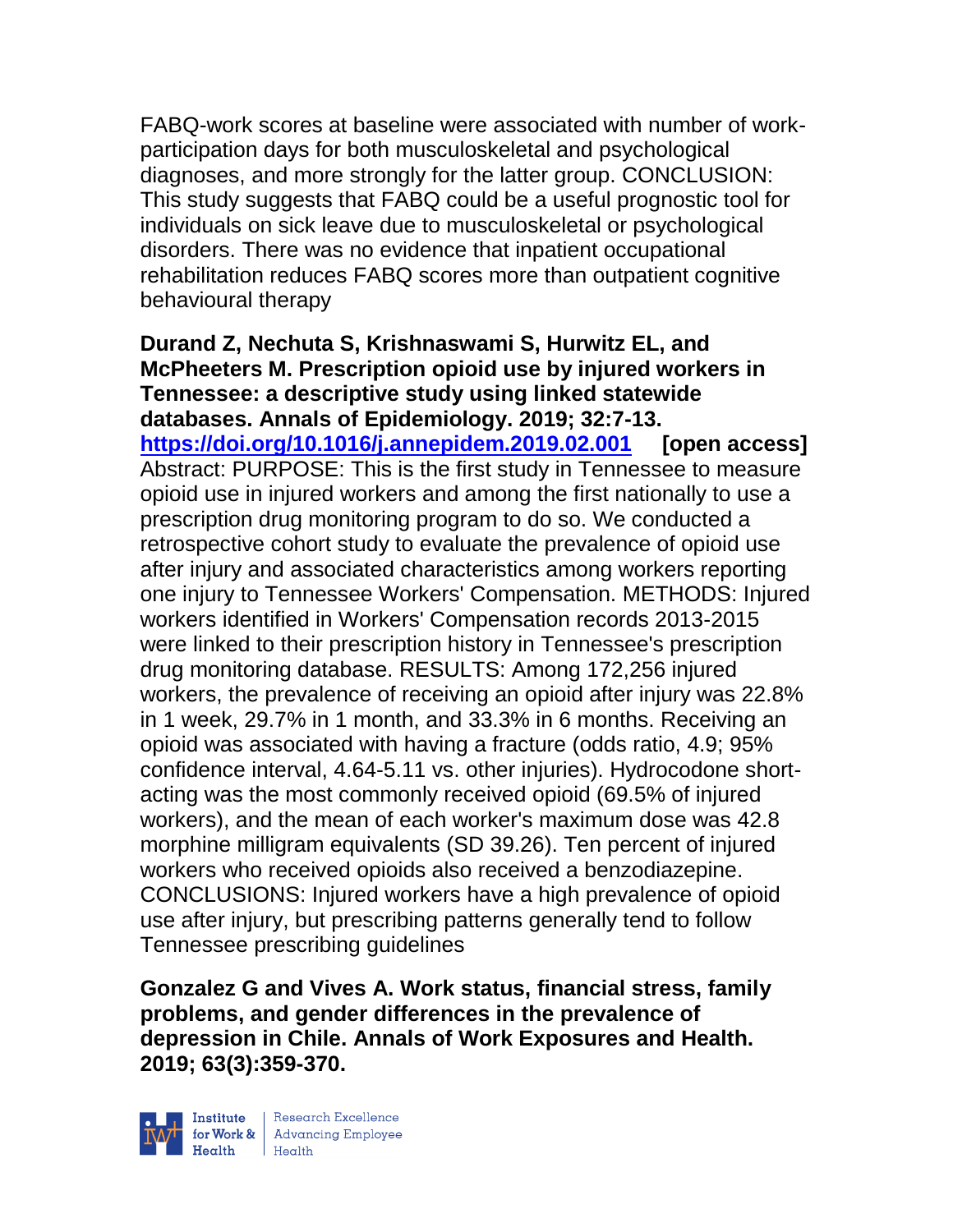FABQ-work scores at baseline were associated with number of work-participation days for both musculoskeletal and psychological diagnoses, and more strongly for the latter group. CONCLUSION: This study suggests that FABQ could be a useful prognostic tool for individuals on sick leave due to musculoskeletal or psychological disorders. There was no evidence that inpatient occupational rehabilitation reduces FABQ scores more than outpatient cognitive behavioural therapy

**Durand Z, Nechuta S, Krishnaswami S, Hurwitz EL, and McPheeters M. Prescription opioid use by injured workers in Tennessee: a descriptive study using linked statewide databases. Annals of Epidemiology. 2019; 32:7-13.**
**https://doi.org/10.1016/j.annepidem.2019.02.001** **[open access]**
Abstract: PURPOSE: This is the first study in Tennessee to measure opioid use in injured workers and among the first nationally to use a prescription drug monitoring program to do so. We conducted a retrospective cohort study to evaluate the prevalence of opioid use after injury and associated characteristics among workers reporting one injury to Tennessee Workers' Compensation. METHODS: Injured workers identified in Workers' Compensation records 2013-2015 were linked to their prescription history in Tennessee's prescription drug monitoring database. RESULTS: Among 172,256 injured workers, the prevalence of receiving an opioid after injury was 22.8% in 1 week, 29.7% in 1 month, and 33.3% in 6 months. Receiving an opioid was associated with having a fracture (odds ratio, 4.9; 95% confidence interval, 4.64-5.11 vs. other injuries). Hydrocodone short-acting was the most commonly received opioid (69.5% of injured workers), and the mean of each worker's maximum dose was 42.8 morphine milligram equivalents (SD 39.26). Ten percent of injured workers who received opioids also received a benzodiazepine. CONCLUSIONS: Injured workers have a high prevalence of opioid use after injury, but prescribing patterns generally tend to follow Tennessee prescribing guidelines

**Gonzalez G and Vives A. Work status, financial stress, family problems, and gender differences in the prevalence of depression in Chile. Annals of Work Exposures and Health. 2019; 63(3):359-370.**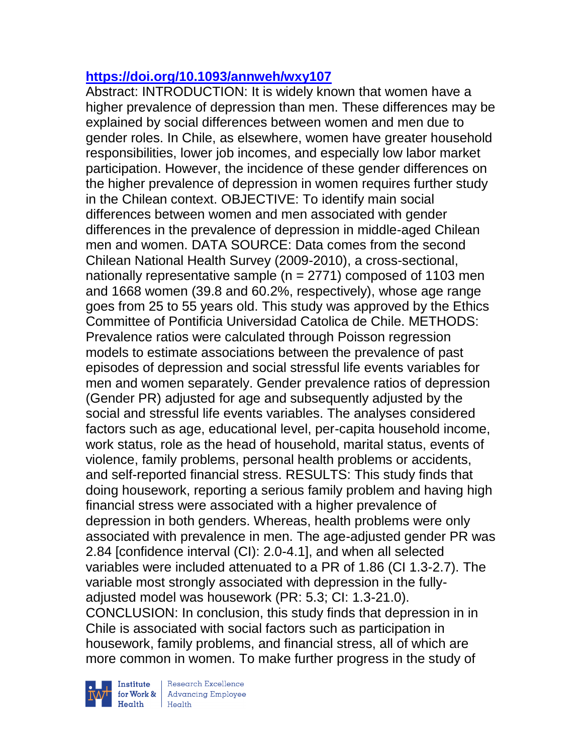**https://doi.org/10.1093/annweh/wxy107**

Abstract: INTRODUCTION: It is widely known that women have a higher prevalence of depression than men. These differences may be explained by social differences between women and men due to gender roles. In Chile, as elsewhere, women have greater household responsibilities, lower job incomes, and especially low labor market participation. However, the incidence of these gender differences on the higher prevalence of depression in women requires further study in the Chilean context. OBJECTIVE: To identify main social differences between women and men associated with gender differences in the prevalence of depression in middle-aged Chilean men and women. DATA SOURCE: Data comes from the second Chilean National Health Survey (2009-2010), a cross-sectional, nationally representative sample (n = 2771) composed of 1103 men and 1668 women (39.8 and 60.2%, respectively), whose age range goes from 25 to 55 years old. This study was approved by the Ethics Committee of Pontificia Universidad Catolica de Chile. METHODS: Prevalence ratios were calculated through Poisson regression models to estimate associations between the prevalence of past episodes of depression and social stressful life events variables for men and women separately. Gender prevalence ratios of depression (Gender PR) adjusted for age and subsequently adjusted by the social and stressful life events variables. The analyses considered factors such as age, educational level, per-capita household income, work status, role as the head of household, marital status, events of violence, family problems, personal health problems or accidents, and self-reported financial stress. RESULTS: This study finds that doing housework, reporting a serious family problem and having high financial stress were associated with a higher prevalence of depression in both genders. Whereas, health problems were only associated with prevalence in men. The age-adjusted gender PR was 2.84 [confidence interval (CI): 2.0-4.1], and when all selected variables were included attenuated to a PR of 1.86 (CI 1.3-2.7). The variable most strongly associated with depression in the fully-adjusted model was housework (PR: 5.3; CI: 1.3-21.0). CONCLUSION: In conclusion, this study finds that depression in in Chile is associated with social factors such as participation in housework, family problems, and financial stress, all of which are more common in women. To make further progress in the study of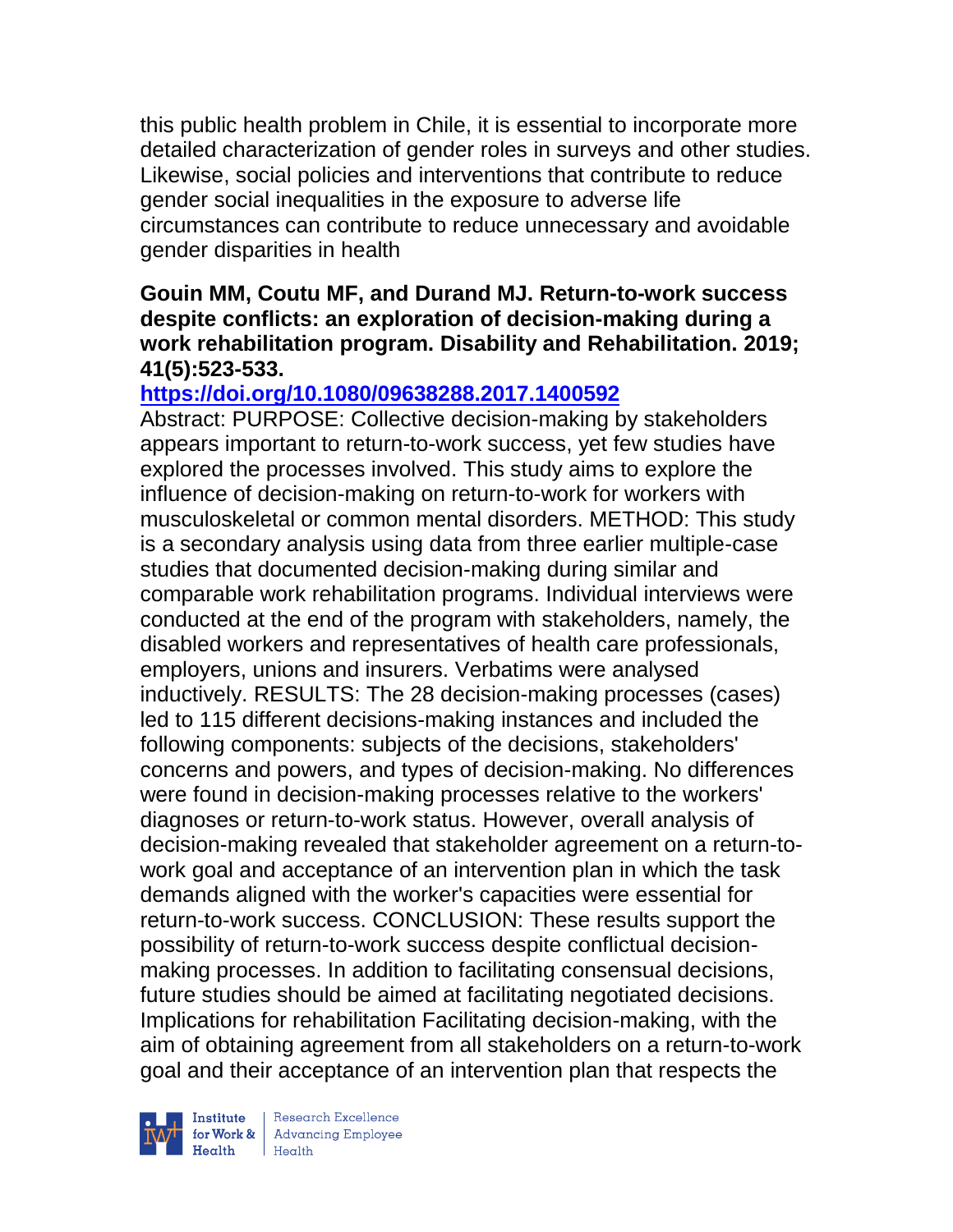this public health problem in Chile, it is essential to incorporate more detailed characterization of gender roles in surveys and other studies. Likewise, social policies and interventions that contribute to reduce gender social inequalities in the exposure to adverse life circumstances can contribute to reduce unnecessary and avoidable gender disparities in health

**Gouin MM, Coutu MF, and Durand MJ. Return-to-work success despite conflicts: an exploration of decision-making during a work rehabilitation program. Disability and Rehabilitation. 2019; 41(5):523-533.**

**https://doi.org/10.1080/09638288.2017.1400592**

Abstract: PURPOSE: Collective decision-making by stakeholders appears important to return-to-work success, yet few studies have explored the processes involved. This study aims to explore the influence of decision-making on return-to-work for workers with musculoskeletal or common mental disorders. METHOD: This study is a secondary analysis using data from three earlier multiple-case studies that documented decision-making during similar and comparable work rehabilitation programs. Individual interviews were conducted at the end of the program with stakeholders, namely, the disabled workers and representatives of health care professionals, employers, unions and insurers. Verbatims were analysed inductively. RESULTS: The 28 decision-making processes (cases) led to 115 different decisions-making instances and included the following components: subjects of the decisions, stakeholders' concerns and powers, and types of decision-making. No differences were found in decision-making processes relative to the workers' diagnoses or return-to-work status. However, overall analysis of decision-making revealed that stakeholder agreement on a return-to-work goal and acceptance of an intervention plan in which the task demands aligned with the worker's capacities were essential for return-to-work success. CONCLUSION: These results support the possibility of return-to-work success despite conflictual decision-making processes. In addition to facilitating consensual decisions, future studies should be aimed at facilitating negotiated decisions. Implications for rehabilitation Facilitating decision-making, with the aim of obtaining agreement from all stakeholders on a return-to-work goal and their acceptance of an intervention plan that respects the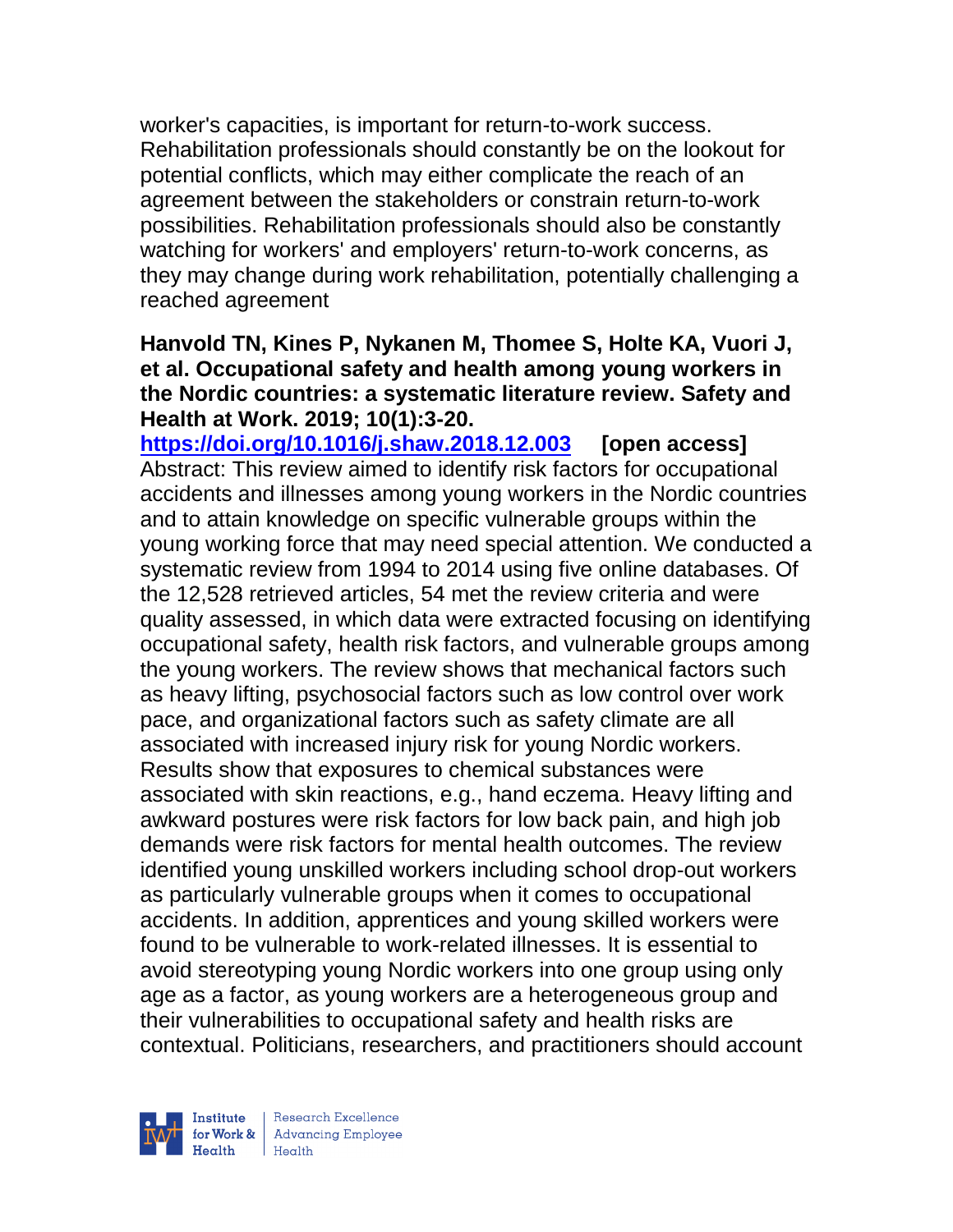worker's capacities, is important for return-to-work success. Rehabilitation professionals should constantly be on the lookout for potential conflicts, which may either complicate the reach of an agreement between the stakeholders or constrain return-to-work possibilities. Rehabilitation professionals should also be constantly watching for workers' and employers' return-to-work concerns, as they may change during work rehabilitation, potentially challenging a reached agreement

**Hanvold TN, Kines P, Nykanen M, Thomee S, Holte KA, Vuori J, et al. Occupational safety and health among young workers in the Nordic countries: a systematic literature review. Safety and Health at Work. 2019; 10(1):3-20.**
**https://doi.org/10.1016/j.shaw.2018.12.003** **[open access]**
Abstract: This review aimed to identify risk factors for occupational accidents and illnesses among young workers in the Nordic countries and to attain knowledge on specific vulnerable groups within the young working force that may need special attention. We conducted a systematic review from 1994 to 2014 using five online databases. Of the 12,528 retrieved articles, 54 met the review criteria and were quality assessed, in which data were extracted focusing on identifying occupational safety, health risk factors, and vulnerable groups among the young workers. The review shows that mechanical factors such as heavy lifting, psychosocial factors such as low control over work pace, and organizational factors such as safety climate are all associated with increased injury risk for young Nordic workers. Results show that exposures to chemical substances were associated with skin reactions, e.g., hand eczema. Heavy lifting and awkward postures were risk factors for low back pain, and high job demands were risk factors for mental health outcomes. The review identified young unskilled workers including school drop-out workers as particularly vulnerable groups when it comes to occupational accidents. In addition, apprentices and young skilled workers were found to be vulnerable to work-related illnesses. It is essential to avoid stereotyping young Nordic workers into one group using only age as a factor, as young workers are a heterogeneous group and their vulnerabilities to occupational safety and health risks are contextual. Politicians, researchers, and practitioners should account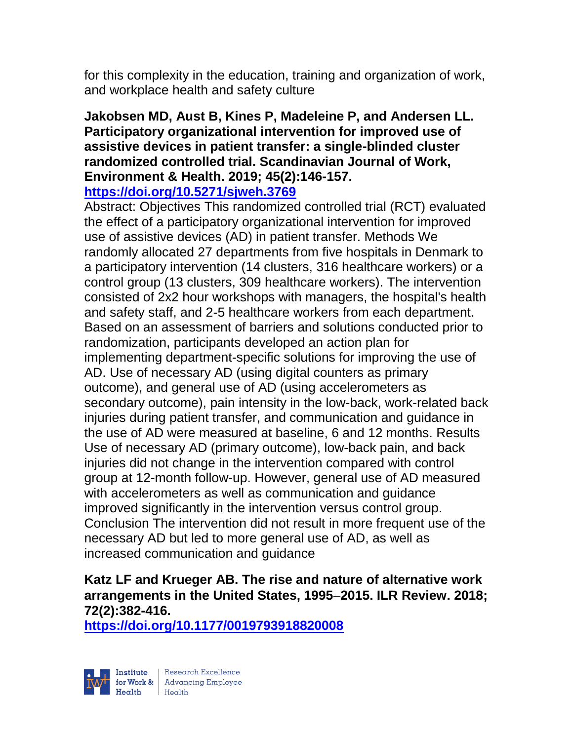for this complexity in the education, training and organization of work, and workplace health and safety culture

**Jakobsen MD, Aust B, Kines P, Madeleine P, and Andersen LL. Participatory organizational intervention for improved use of assistive devices in patient transfer: a single-blinded cluster randomized controlled trial. Scandinavian Journal of Work, Environment & Health. 2019; 45(2):146-157. https://doi.org/10.5271/sjweh.3769**

Abstract: Objectives This randomized controlled trial (RCT) evaluated the effect of a participatory organizational intervention for improved use of assistive devices (AD) in patient transfer. Methods We randomly allocated 27 departments from five hospitals in Denmark to a participatory intervention (14 clusters, 316 healthcare workers) or a control group (13 clusters, 309 healthcare workers). The intervention consisted of 2x2 hour workshops with managers, the hospital's health and safety staff, and 2-5 healthcare workers from each department. Based on an assessment of barriers and solutions conducted prior to randomization, participants developed an action plan for implementing department-specific solutions for improving the use of AD. Use of necessary AD (using digital counters as primary outcome), and general use of AD (using accelerometers as secondary outcome), pain intensity in the low-back, work-related back injuries during patient transfer, and communication and guidance in the use of AD were measured at baseline, 6 and 12 months. Results Use of necessary AD (primary outcome), low-back pain, and back injuries did not change in the intervention compared with control group at 12-month follow-up. However, general use of AD measured with accelerometers as well as communication and guidance improved significantly in the intervention versus control group. Conclusion The intervention did not result in more frequent use of the necessary AD but led to more general use of AD, as well as increased communication and guidance

**Katz LF and Krueger AB. The rise and nature of alternative work arrangements in the United States, 1995–2015. ILR Review. 2018; 72(2):382-416. https://doi.org/10.1177/0019793918820008**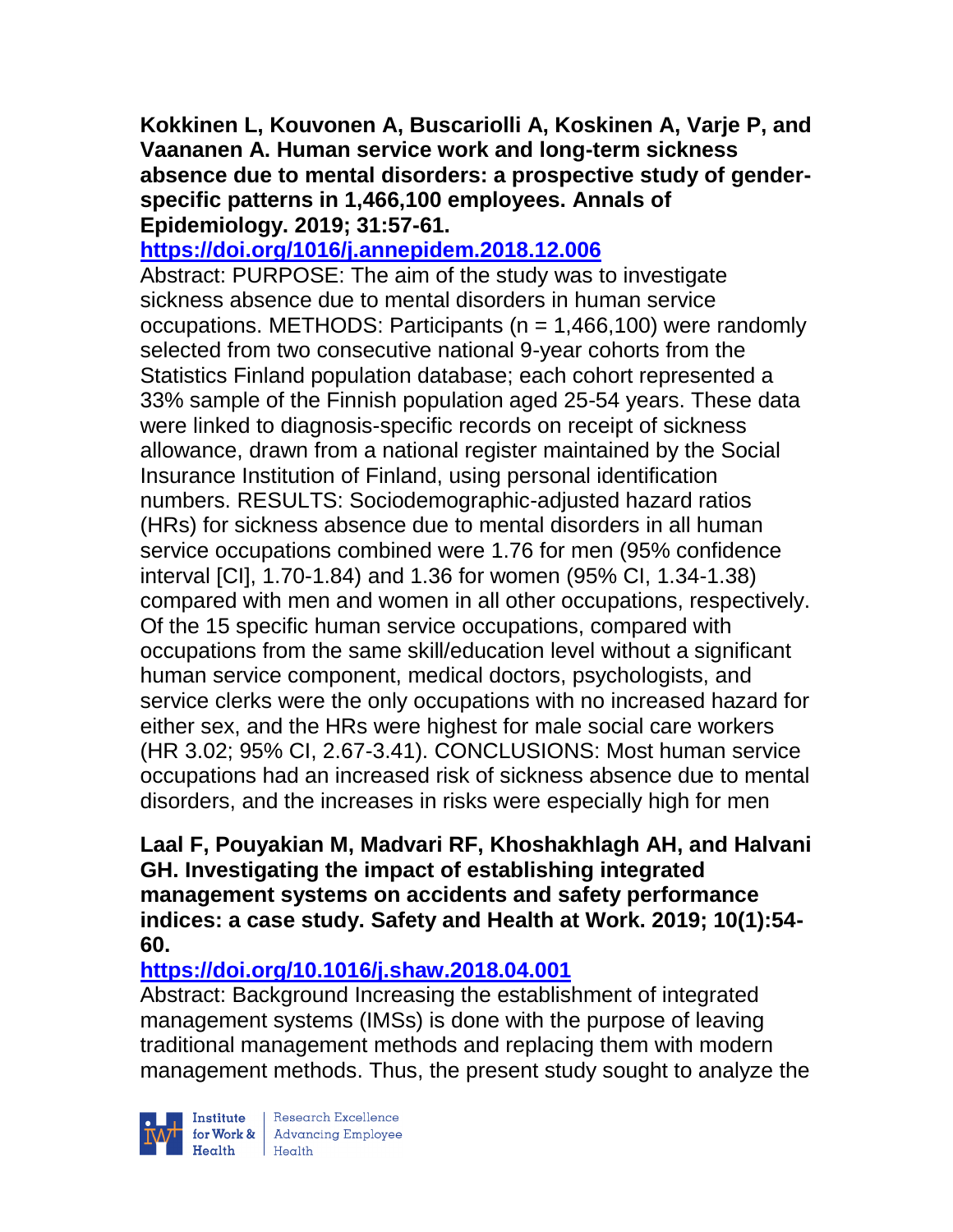**Kokkinen L, Kouvonen A, Buscariolli A, Koskinen A, Varje P, and Vaananen A. Human service work and long-term sickness absence due to mental disorders: a prospective study of gender-specific patterns in 1,466,100 employees. Annals of Epidemiology. 2019; 31:57-61.**

**https://doi.org/1016/j.annepidem.2018.12.006**

Abstract: PURPOSE: The aim of the study was to investigate sickness absence due to mental disorders in human service occupations. METHODS: Participants (n = 1,466,100) were randomly selected from two consecutive national 9-year cohorts from the Statistics Finland population database; each cohort represented a 33% sample of the Finnish population aged 25-54 years. These data were linked to diagnosis-specific records on receipt of sickness allowance, drawn from a national register maintained by the Social Insurance Institution of Finland, using personal identification numbers. RESULTS: Sociodemographic-adjusted hazard ratios (HRs) for sickness absence due to mental disorders in all human service occupations combined were 1.76 for men (95% confidence interval [CI], 1.70-1.84) and 1.36 for women (95% CI, 1.34-1.38) compared with men and women in all other occupations, respectively. Of the 15 specific human service occupations, compared with occupations from the same skill/education level without a significant human service component, medical doctors, psychologists, and service clerks were the only occupations with no increased hazard for either sex, and the HRs were highest for male social care workers (HR 3.02; 95% CI, 2.67-3.41). CONCLUSIONS: Most human service occupations had an increased risk of sickness absence due to mental disorders, and the increases in risks were especially high for men

**Laal F, Pouyakian M, Madvari RF, Khoshakhlagh AH, and Halvani GH. Investigating the impact of establishing integrated management systems on accidents and safety performance indices: a case study. Safety and Health at Work. 2019; 10(1):54-60.**

**https://doi.org/10.1016/j.shaw.2018.04.001**

Abstract: Background Increasing the establishment of integrated management systems (IMSs) is done with the purpose of leaving traditional management methods and replacing them with modern management methods. Thus, the present study sought to analyze the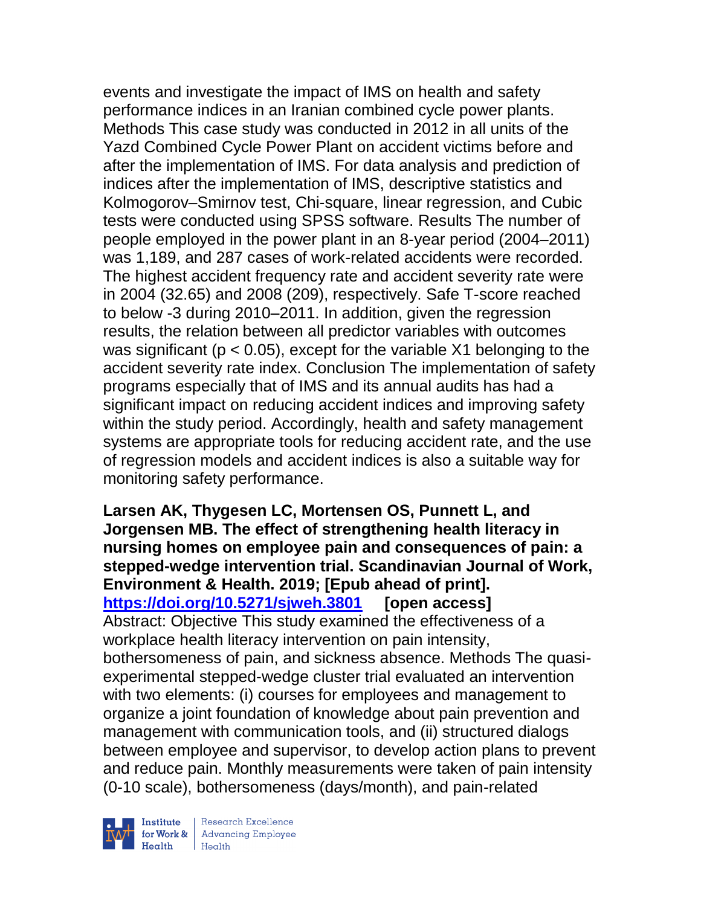events and investigate the impact of IMS on health and safety performance indices in an Iranian combined cycle power plants. Methods This case study was conducted in 2012 in all units of the Yazd Combined Cycle Power Plant on accident victims before and after the implementation of IMS. For data analysis and prediction of indices after the implementation of IMS, descriptive statistics and Kolmogorov–Smirnov test, Chi-square, linear regression, and Cubic tests were conducted using SPSS software. Results The number of people employed in the power plant in an 8-year period (2004–2011) was 1,189, and 287 cases of work-related accidents were recorded. The highest accident frequency rate and accident severity rate were in 2004 (32.65) and 2008 (209), respectively. Safe T-score reached to below -3 during 2010–2011. In addition, given the regression results, the relation between all predictor variables with outcomes was significant ($p < 0.05$), except for the variable X1 belonging to the accident severity rate index. Conclusion The implementation of safety programs especially that of IMS and its annual audits has had a significant impact on reducing accident indices and improving safety within the study period. Accordingly, health and safety management systems are appropriate tools for reducing accident rate, and the use of regression models and accident indices is also a suitable way for monitoring safety performance.

**Larsen AK, Thygesen LC, Mortensen OS, Punnett L, and Jorgensen MB. The effect of strengthening health literacy in nursing homes on employee pain and consequences of pain: a stepped-wedge intervention trial. Scandinavian Journal of Work, Environment & Health. 2019; [Epub ahead of print].**
**https://doi.org/10.5271/sjweh.3801 [open access]**
Abstract: Objective This study examined the effectiveness of a workplace health literacy intervention on pain intensity, bothersomeness of pain, and sickness absence. Methods The quasi-experimental stepped-wedge cluster trial evaluated an intervention with two elements: (i) courses for employees and management to organize a joint foundation of knowledge about pain prevention and management with communication tools, and (ii) structured dialogs between employee and supervisor, to develop action plans to prevent and reduce pain. Monthly measurements were taken of pain intensity (0-10 scale), bothersomeness (days/month), and pain-related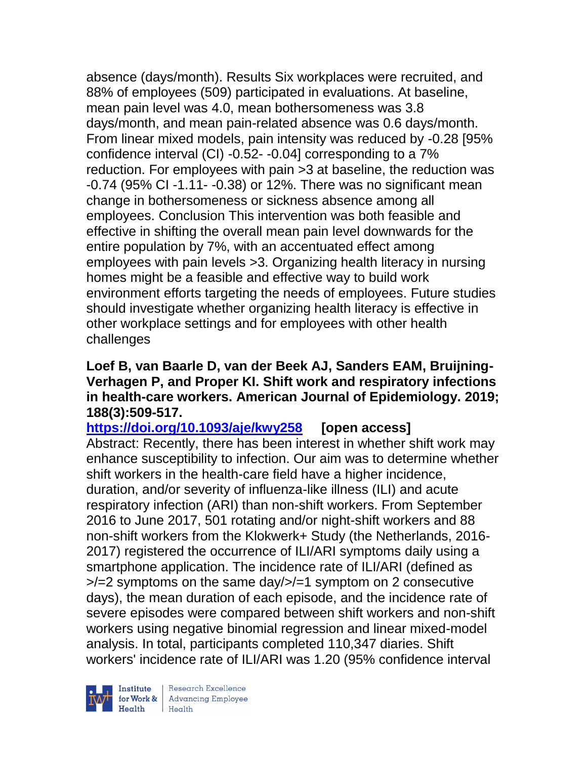absence (days/month). Results Six workplaces were recruited, and 88% of employees (509) participated in evaluations. At baseline, mean pain level was 4.0, mean bothersomeness was 3.8 days/month, and mean pain-related absence was 0.6 days/month. From linear mixed models, pain intensity was reduced by -0.28 [95% confidence interval (CI) -0.52- -0.04] corresponding to a 7% reduction. For employees with pain >3 at baseline, the reduction was -0.74 (95% CI -1.11- -0.38) or 12%. There was no significant mean change in bothersomeness or sickness absence among all employees. Conclusion This intervention was both feasible and effective in shifting the overall mean pain level downwards for the entire population by 7%, with an accentuated effect among employees with pain levels >3. Organizing health literacy in nursing homes might be a feasible and effective way to build work environment efforts targeting the needs of employees. Future studies should investigate whether organizing health literacy is effective in other workplace settings and for employees with other health challenges

**Loef B, van Baarle D, van der Beek AJ, Sanders EAM, Bruijning-Verhagen P, and Proper KI. Shift work and respiratory infections in health-care workers. American Journal of Epidemiology. 2019; 188(3):509-517.**

**https://doi.org/10.1093/aje/kwy258 [open access]**

Abstract: Recently, there has been interest in whether shift work may enhance susceptibility to infection. Our aim was to determine whether shift workers in the health-care field have a higher incidence, duration, and/or severity of influenza-like illness (ILI) and acute respiratory infection (ARI) than non-shift workers. From September 2016 to June 2017, 501 rotating and/or night-shift workers and 88 non-shift workers from the Klokwerk+ Study (the Netherlands, 2016-2017) registered the occurrence of ILI/ARI symptoms daily using a smartphone application. The incidence rate of ILI/ARI (defined as >/=2 symptoms on the same day/>/=1 symptom on 2 consecutive days), the mean duration of each episode, and the incidence rate of severe episodes were compared between shift workers and non-shift workers using negative binomial regression and linear mixed-model analysis. In total, participants completed 110,347 diaries. Shift workers' incidence rate of ILI/ARI was 1.20 (95% confidence interval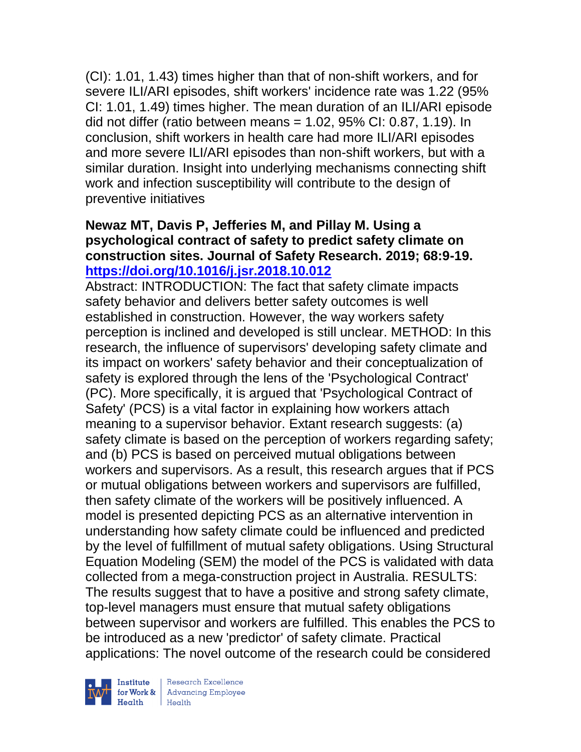(CI): 1.01, 1.43) times higher than that of non-shift workers, and for severe ILI/ARI episodes, shift workers' incidence rate was 1.22 (95% CI: 1.01, 1.49) times higher. The mean duration of an ILI/ARI episode did not differ (ratio between means = 1.02, 95% CI: 0.87, 1.19). In conclusion, shift workers in health care had more ILI/ARI episodes and more severe ILI/ARI episodes than non-shift workers, but with a similar duration. Insight into underlying mechanisms connecting shift work and infection susceptibility will contribute to the design of preventive initiatives

**Newaz MT, Davis P, Jefferies M, and Pillay M. Using a psychological contract of safety to predict safety climate on construction sites. Journal of Safety Research. 2019; 68:9-19. https://doi.org/10.1016/j.jsr.2018.10.012**

Abstract: INTRODUCTION: The fact that safety climate impacts safety behavior and delivers better safety outcomes is well established in construction. However, the way workers safety perception is inclined and developed is still unclear. METHOD: In this research, the influence of supervisors' developing safety climate and its impact on workers' safety behavior and their conceptualization of safety is explored through the lens of the 'Psychological Contract' (PC). More specifically, it is argued that 'Psychological Contract of Safety' (PCS) is a vital factor in explaining how workers attach meaning to a supervisor behavior. Extant research suggests: (a) safety climate is based on the perception of workers regarding safety; and (b) PCS is based on perceived mutual obligations between workers and supervisors. As a result, this research argues that if PCS or mutual obligations between workers and supervisors are fulfilled, then safety climate of the workers will be positively influenced. A model is presented depicting PCS as an alternative intervention in understanding how safety climate could be influenced and predicted by the level of fulfillment of mutual safety obligations. Using Structural Equation Modeling (SEM) the model of the PCS is validated with data collected from a mega-construction project in Australia. RESULTS: The results suggest that to have a positive and strong safety climate, top-level managers must ensure that mutual safety obligations between supervisor and workers are fulfilled. This enables the PCS to be introduced as a new 'predictor' of safety climate. Practical applications: The novel outcome of the research could be considered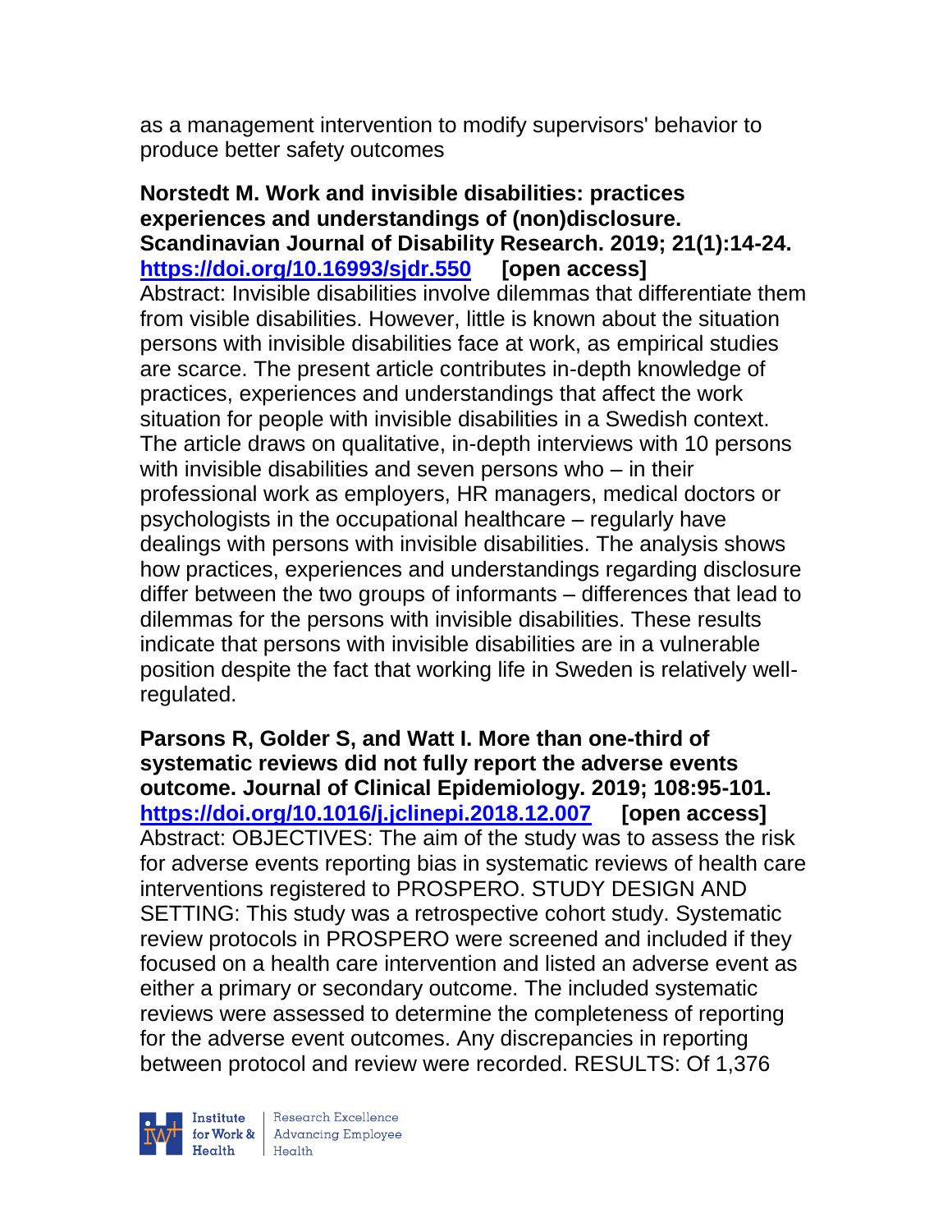as a management intervention to modify supervisors' behavior to produce better safety outcomes

**Norstedt M. Work and invisible disabilities: practices experiences and understandings of (non)disclosure. Scandinavian Journal of Disability Research. 2019; 21(1):14-24. https://doi.org/10.16993/sjdr.550 [open access]**
Abstract: Invisible disabilities involve dilemmas that differentiate them from visible disabilities. However, little is known about the situation persons with invisible disabilities face at work, as empirical studies are scarce. The present article contributes in-depth knowledge of practices, experiences and understandings that affect the work situation for people with invisible disabilities in a Swedish context. The article draws on qualitative, in-depth interviews with 10 persons with invisible disabilities and seven persons who – in their professional work as employers, HR managers, medical doctors or psychologists in the occupational healthcare – regularly have dealings with persons with invisible disabilities. The analysis shows how practices, experiences and understandings regarding disclosure differ between the two groups of informants – differences that lead to dilemmas for the persons with invisible disabilities. These results indicate that persons with invisible disabilities are in a vulnerable position despite the fact that working life in Sweden is relatively well-regulated.

**Parsons R, Golder S, and Watt I. More than one-third of systematic reviews did not fully report the adverse events outcome. Journal of Clinical Epidemiology. 2019; 108:95-101. https://doi.org/10.1016/j.jclinepi.2018.12.007 [open access]**
Abstract: OBJECTIVES: The aim of the study was to assess the risk for adverse events reporting bias in systematic reviews of health care interventions registered to PROSPERO. STUDY DESIGN AND SETTING: This study was a retrospective cohort study. Systematic review protocols in PROSPERO were screened and included if they focused on a health care intervention and listed an adverse event as either a primary or secondary outcome. The included systematic reviews were assessed to determine the completeness of reporting for the adverse event outcomes. Any discrepancies in reporting between protocol and review were recorded. RESULTS: Of 1,376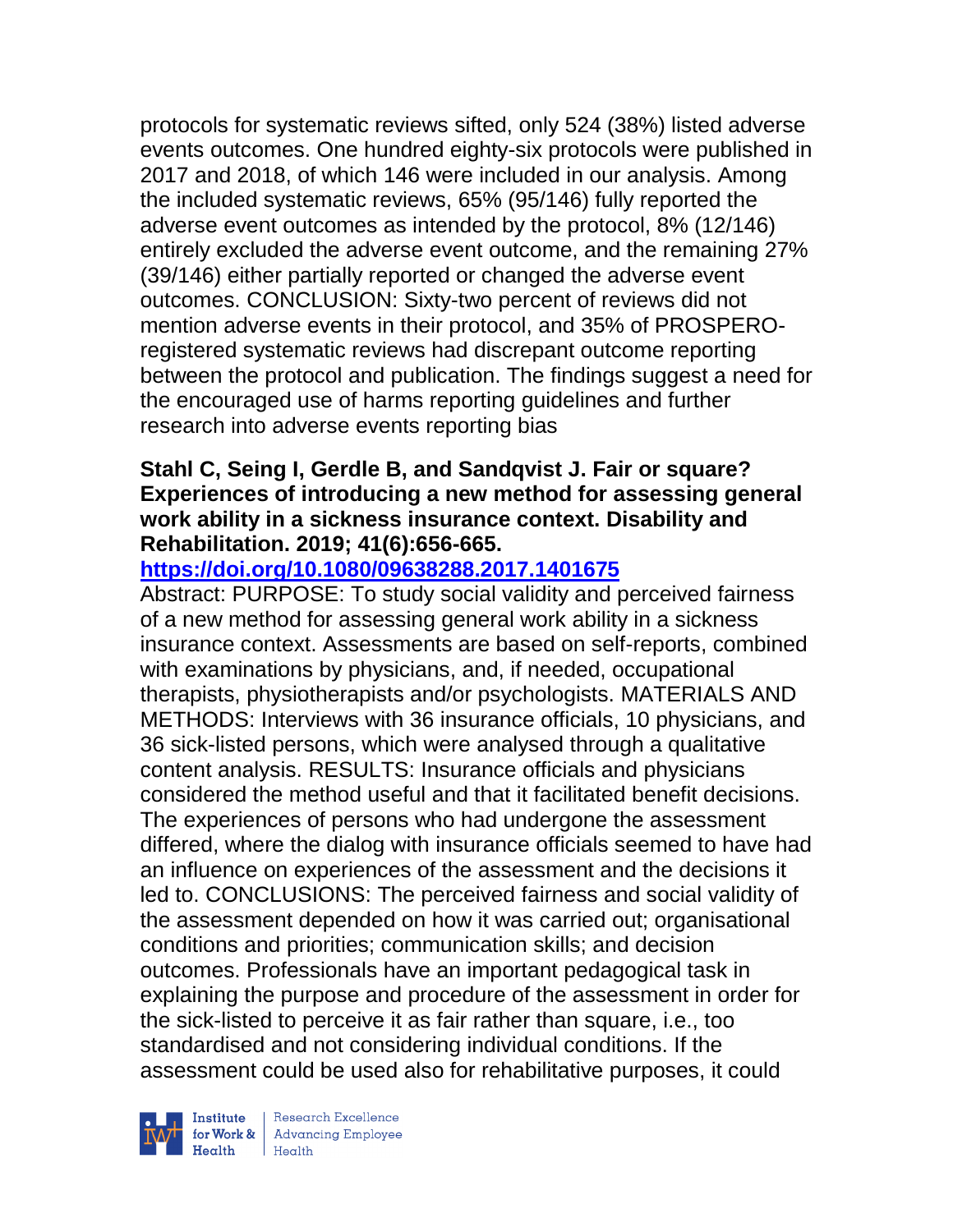protocols for systematic reviews sifted, only 524 (38%) listed adverse events outcomes. One hundred eighty-six protocols were published in 2017 and 2018, of which 146 were included in our analysis. Among the included systematic reviews, 65% (95/146) fully reported the adverse event outcomes as intended by the protocol, 8% (12/146) entirely excluded the adverse event outcome, and the remaining 27% (39/146) either partially reported or changed the adverse event outcomes. CONCLUSION: Sixty-two percent of reviews did not mention adverse events in their protocol, and 35% of PROSPERO-registered systematic reviews had discrepant outcome reporting between the protocol and publication. The findings suggest a need for the encouraged use of harms reporting guidelines and further research into adverse events reporting bias

**Stahl C, Seing I, Gerdle B, and Sandqvist J. Fair or square? Experiences of introducing a new method for assessing general work ability in a sickness insurance context. Disability and Rehabilitation. 2019; 41(6):656-665.**

**https://doi.org/10.1080/09638288.2017.1401675**

Abstract: PURPOSE: To study social validity and perceived fairness of a new method for assessing general work ability in a sickness insurance context. Assessments are based on self-reports, combined with examinations by physicians, and, if needed, occupational therapists, physiotherapists and/or psychologists. MATERIALS AND METHODS: Interviews with 36 insurance officials, 10 physicians, and 36 sick-listed persons, which were analysed through a qualitative content analysis. RESULTS: Insurance officials and physicians considered the method useful and that it facilitated benefit decisions. The experiences of persons who had undergone the assessment differed, where the dialog with insurance officials seemed to have had an influence on experiences of the assessment and the decisions it led to. CONCLUSIONS: The perceived fairness and social validity of the assessment depended on how it was carried out; organisational conditions and priorities; communication skills; and decision outcomes. Professionals have an important pedagogical task in explaining the purpose and procedure of the assessment in order for the sick-listed to perceive it as fair rather than square, i.e., too standardised and not considering individual conditions. If the assessment could be used also for rehabilitative purposes, it could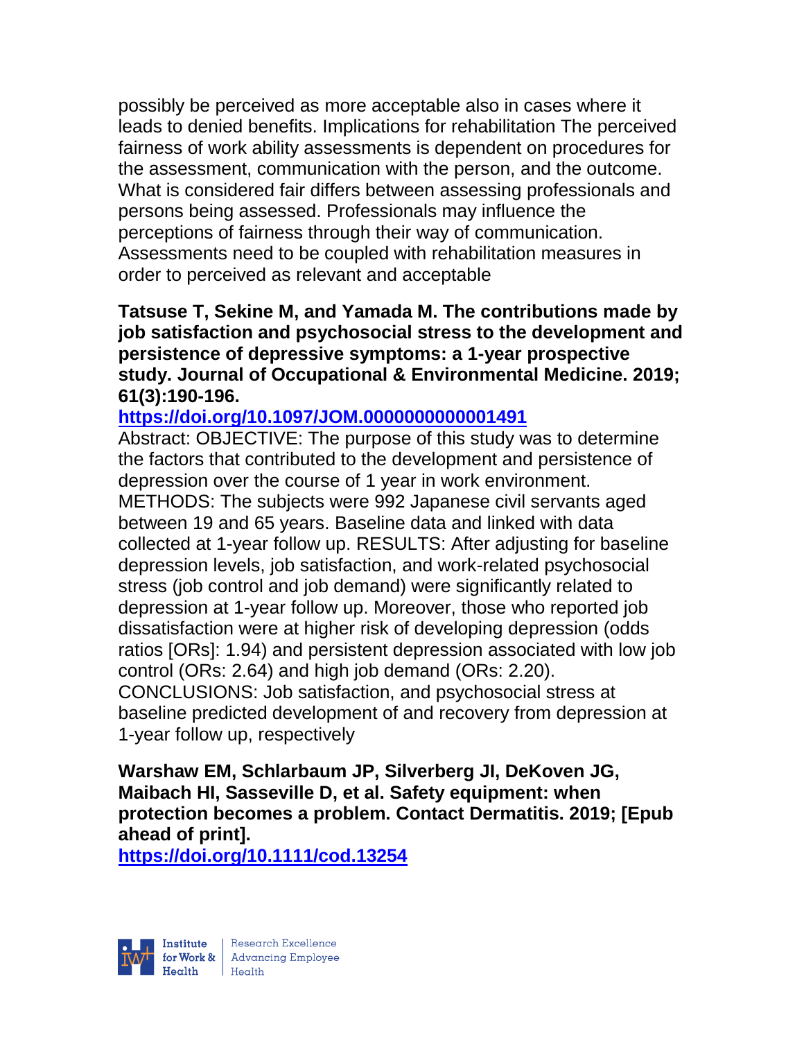possibly be perceived as more acceptable also in cases where it leads to denied benefits. Implications for rehabilitation The perceived fairness of work ability assessments is dependent on procedures for the assessment, communication with the person, and the outcome. What is considered fair differs between assessing professionals and persons being assessed. Professionals may influence the perceptions of fairness through their way of communication. Assessments need to be coupled with rehabilitation measures in order to perceived as relevant and acceptable

**Tatsuse T, Sekine M, and Yamada M. The contributions made by job satisfaction and psychosocial stress to the development and persistence of depressive symptoms: a 1-year prospective study. Journal of Occupational & Environmental Medicine. 2019; 61(3):190-196.**

**https://doi.org/10.1097/JOM.0000000000001491**

Abstract: OBJECTIVE: The purpose of this study was to determine the factors that contributed to the development and persistence of depression over the course of 1 year in work environment. METHODS: The subjects were 992 Japanese civil servants aged between 19 and 65 years. Baseline data and linked with data collected at 1-year follow up. RESULTS: After adjusting for baseline depression levels, job satisfaction, and work-related psychosocial stress (job control and job demand) were significantly related to depression at 1-year follow up. Moreover, those who reported job dissatisfaction were at higher risk of developing depression (odds ratios [ORs]: 1.94) and persistent depression associated with low job control (ORs: 2.64) and high job demand (ORs: 2.20). CONCLUSIONS: Job satisfaction, and psychosocial stress at baseline predicted development of and recovery from depression at 1-year follow up, respectively

**Warshaw EM, Schlarbaum JP, Silverberg JI, DeKoven JG, Maibach HI, Sasseville D, et al. Safety equipment: when protection becomes a problem. Contact Dermatitis. 2019; [Epub ahead of print].**

**https://doi.org/10.1111/cod.13254**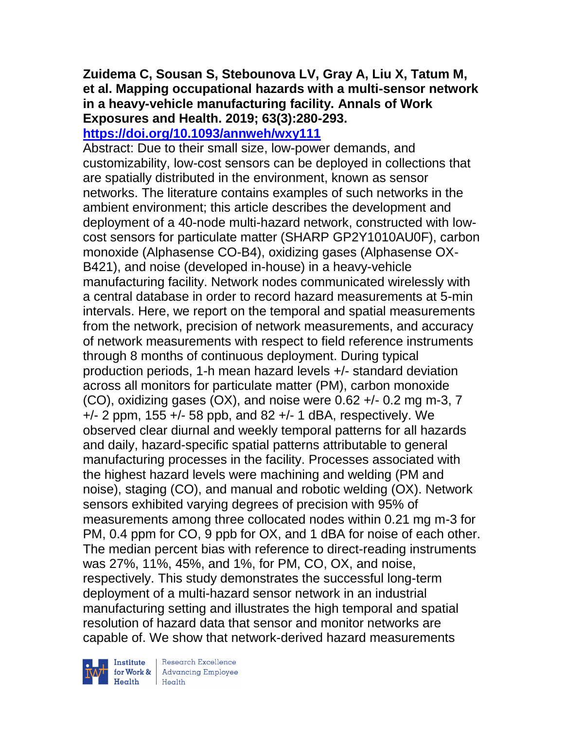**Zuidema C, Sousan S, Stebounova LV, Gray A, Liu X, Tatum M, et al. Mapping occupational hazards with a multi-sensor network in a heavy-vehicle manufacturing facility. Annals of Work Exposures and Health. 2019; 63(3):280-293.**
**https://doi.org/10.1093/annweh/wxy111**

Abstract: Due to their small size, low-power demands, and customizability, low-cost sensors can be deployed in collections that are spatially distributed in the environment, known as sensor networks. The literature contains examples of such networks in the ambient environment; this article describes the development and deployment of a 40-node multi-hazard network, constructed with low-cost sensors for particulate matter (SHARP GP2Y1010AU0F), carbon monoxide (Alphasense CO-B4), oxidizing gases (Alphasense OX-B421), and noise (developed in-house) in a heavy-vehicle manufacturing facility. Network nodes communicated wirelessly with a central database in order to record hazard measurements at 5-min intervals. Here, we report on the temporal and spatial measurements from the network, precision of network measurements, and accuracy of network measurements with respect to field reference instruments through 8 months of continuous deployment. During typical production periods, 1-h mean hazard levels +/- standard deviation across all monitors for particulate matter (PM), carbon monoxide (CO), oxidizing gases (OX), and noise were 0.62 +/- 0.2 mg m-3, 7 +/- 2 ppm, 155 +/- 58 ppb, and 82 +/- 1 dBA, respectively. We observed clear diurnal and weekly temporal patterns for all hazards and daily, hazard-specific spatial patterns attributable to general manufacturing processes in the facility. Processes associated with the highest hazard levels were machining and welding (PM and noise), staging (CO), and manual and robotic welding (OX). Network sensors exhibited varying degrees of precision with 95% of measurements among three collocated nodes within 0.21 mg m-3 for PM, 0.4 ppm for CO, 9 ppb for OX, and 1 dBA for noise of each other. The median percent bias with reference to direct-reading instruments was 27%, 11%, 45%, and 1%, for PM, CO, OX, and noise, respectively. This study demonstrates the successful long-term deployment of a multi-hazard sensor network in an industrial manufacturing setting and illustrates the high temporal and spatial resolution of hazard data that sensor and monitor networks are capable of. We show that network-derived hazard measurements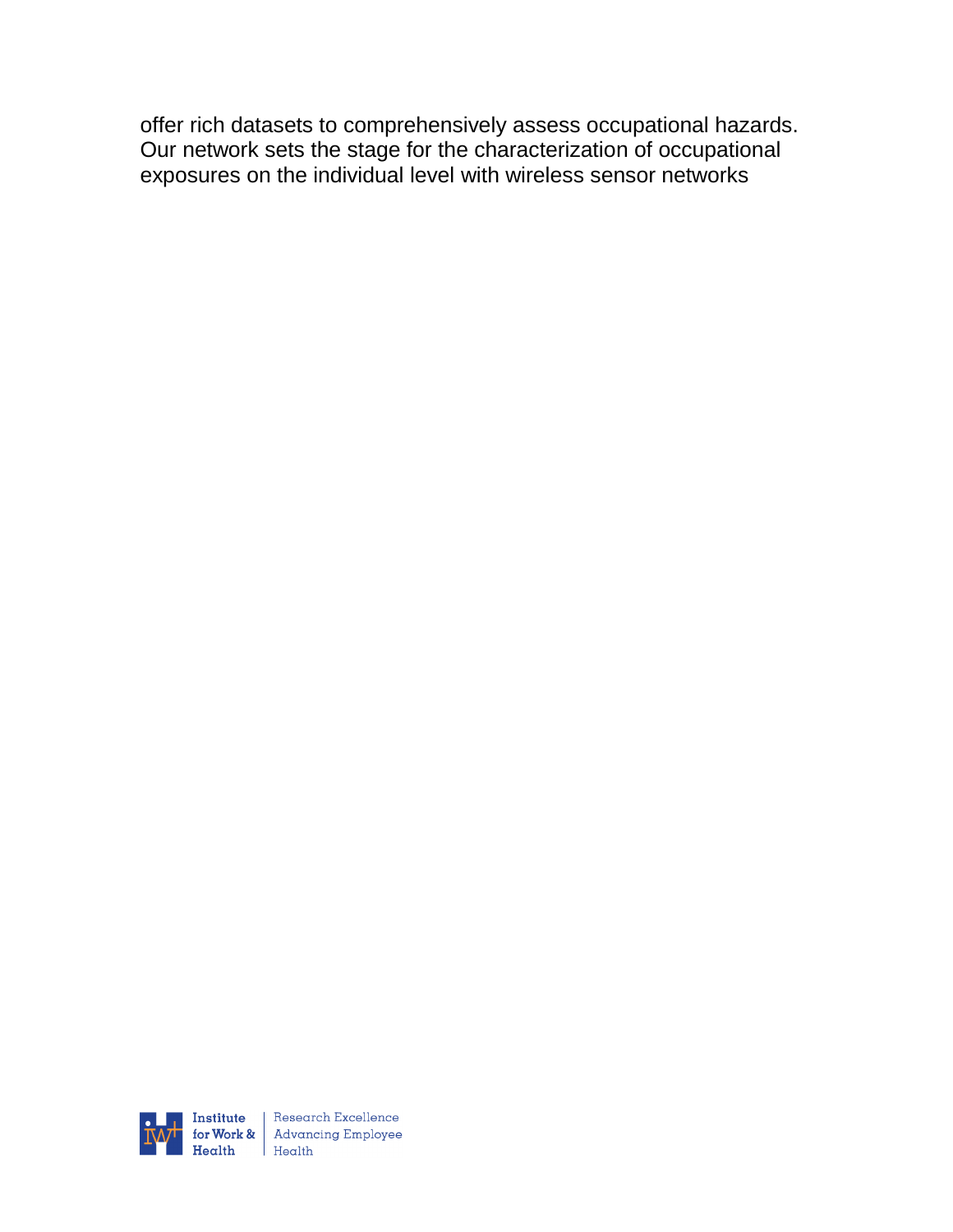offer rich datasets to comprehensively assess occupational hazards. Our network sets the stage for the characterization of occupational exposures on the individual level with wireless sensor networks